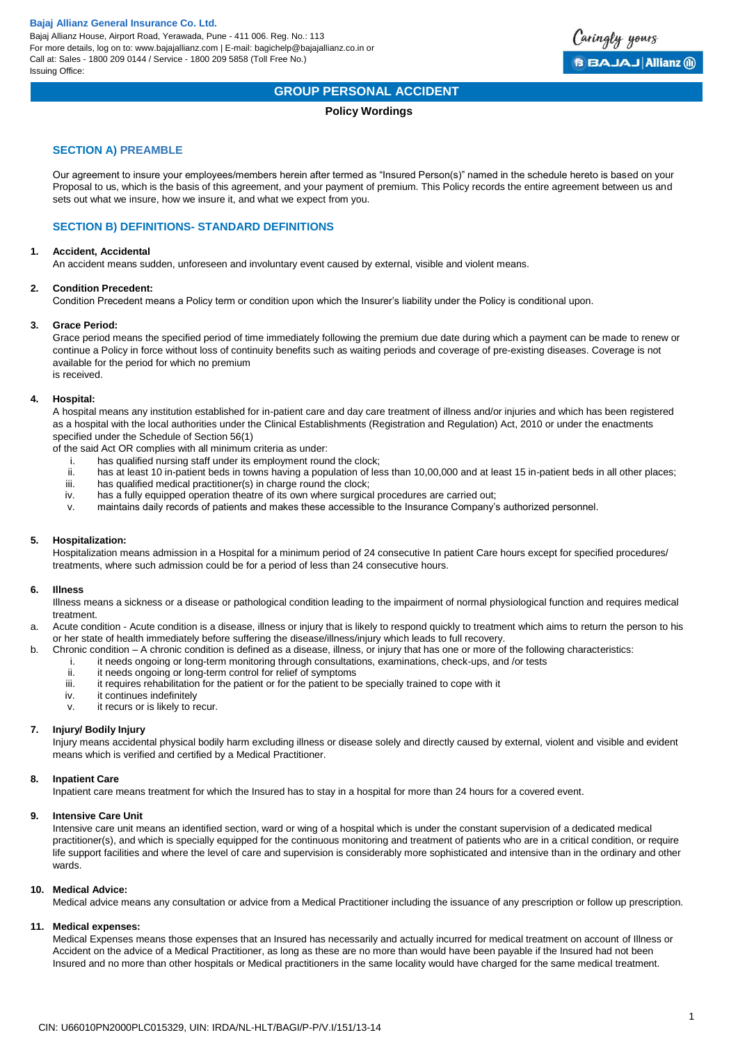**Bajaj Allianz General Insurance Co. Ltd.**
Bajaj Allianz House, Airport Road, Yerawada, Pune - 411 006. Reg. No.: 113
For more details, log on to: www.bajajallianz.com | E-mail: bagichelp@bajajallianz.co.in or
Call at: Sales - 1800 209 0144 / Service - 1800 209 5858 (Toll Free No.)
Issuing Office:

# GROUP PERSONAL ACCIDENT

**Policy Wordings**

## SECTION A) PREAMBLE

Our agreement to insure your employees/members herein after termed as "Insured Person(s)" named in the schedule hereto is based on your Proposal to us, which is the basis of this agreement, and your payment of premium. This Policy records the entire agreement between us and sets out what we insure, how we insure it, and what we expect from you.

## SECTION B) DEFINITIONS- STANDARD DEFINITIONS

**1. Accident, Accidental**

An accident means sudden, unforeseen and involuntary event caused by external, visible and violent means.

**2. Condition Precedent:**

Condition Precedent means a Policy term or condition upon which the Insurer's liability under the Policy is conditional upon.

**3. Grace Period:**

Grace period means the specified period of time immediately following the premium due date during which a payment can be made to renew or continue a Policy in force without loss of continuity benefits such as waiting periods and coverage of pre-existing diseases. Coverage is not available for the period for which no premium is received.

**4. Hospital:**

A hospital means any institution established for in-patient care and day care treatment of illness and/or injuries and which has been registered as a hospital with the local authorities under the Clinical Establishments (Registration and Regulation) Act, 2010 or under the enactments specified under the Schedule of Section 56(1) of the said Act OR complies with all minimum criteria as under:

i. has qualified nursing staff under its employment round the clock;
ii. has at least 10 in-patient beds in towns having a population of less than 10,00,000 and at least 15 in-patient beds in all other places;
iii. has qualified medical practitioner(s) in charge round the clock;
iv. has a fully equipped operation theatre of its own where surgical procedures are carried out;
v. maintains daily records of patients and makes these accessible to the Insurance Company's authorized personnel.

**5. Hospitalization:**

Hospitalization means admission in a Hospital for a minimum period of 24 consecutive In patient Care hours except for specified procedures/ treatments, where such admission could be for a period of less than 24 consecutive hours.

**6. Illness**

Illness means a sickness or a disease or pathological condition leading to the impairment of normal physiological function and requires medical treatment.

a. Acute condition - Acute condition is a disease, illness or injury that is likely to respond quickly to treatment which aims to return the person to his or her state of health immediately before suffering the disease/illness/injury which leads to full recovery.
b. Chronic condition – A chronic condition is defined as a disease, illness, or injury that has one or more of the following characteristics:
   i. it needs ongoing or long-term monitoring through consultations, examinations, check-ups, and /or tests
   ii. it needs ongoing or long-term control for relief of symptoms
   iii. it requires rehabilitation for the patient or for the patient to be specially trained to cope with it
   iv. it continues indefinitely
   v. it recurs or is likely to recur.

**7. Injury/ Bodily Injury**

Injury means accidental physical bodily harm excluding illness or disease solely and directly caused by external, violent and visible and evident means which is verified and certified by a Medical Practitioner.

**8. Inpatient Care**

Inpatient care means treatment for which the Insured has to stay in a hospital for more than 24 hours for a covered event.

**9. Intensive Care Unit**

Intensive care unit means an identified section, ward or wing of a hospital which is under the constant supervision of a dedicated medical practitioner(s), and which is specially equipped for the continuous monitoring and treatment of patients who are in a critical condition, or require life support facilities and where the level of care and supervision is considerably more sophisticated and intensive than in the ordinary and other wards.

**10. Medical Advice:**

Medical advice means any consultation or advice from a Medical Practitioner including the issuance of any prescription or follow up prescription.

**11. Medical expenses:**

Medical Expenses means those expenses that an Insured has necessarily and actually incurred for medical treatment on account of Illness or Accident on the advice of a Medical Practitioner, as long as these are no more than would have been payable if the Insured had not been Insured and no more than other hospitals or Medical practitioners in the same locality would have charged for the same medical treatment.

CIN: U66010PN2000PLC015329, UIN: IRDA/NL-HLT/BAGI/P-P/V.I/151/13-14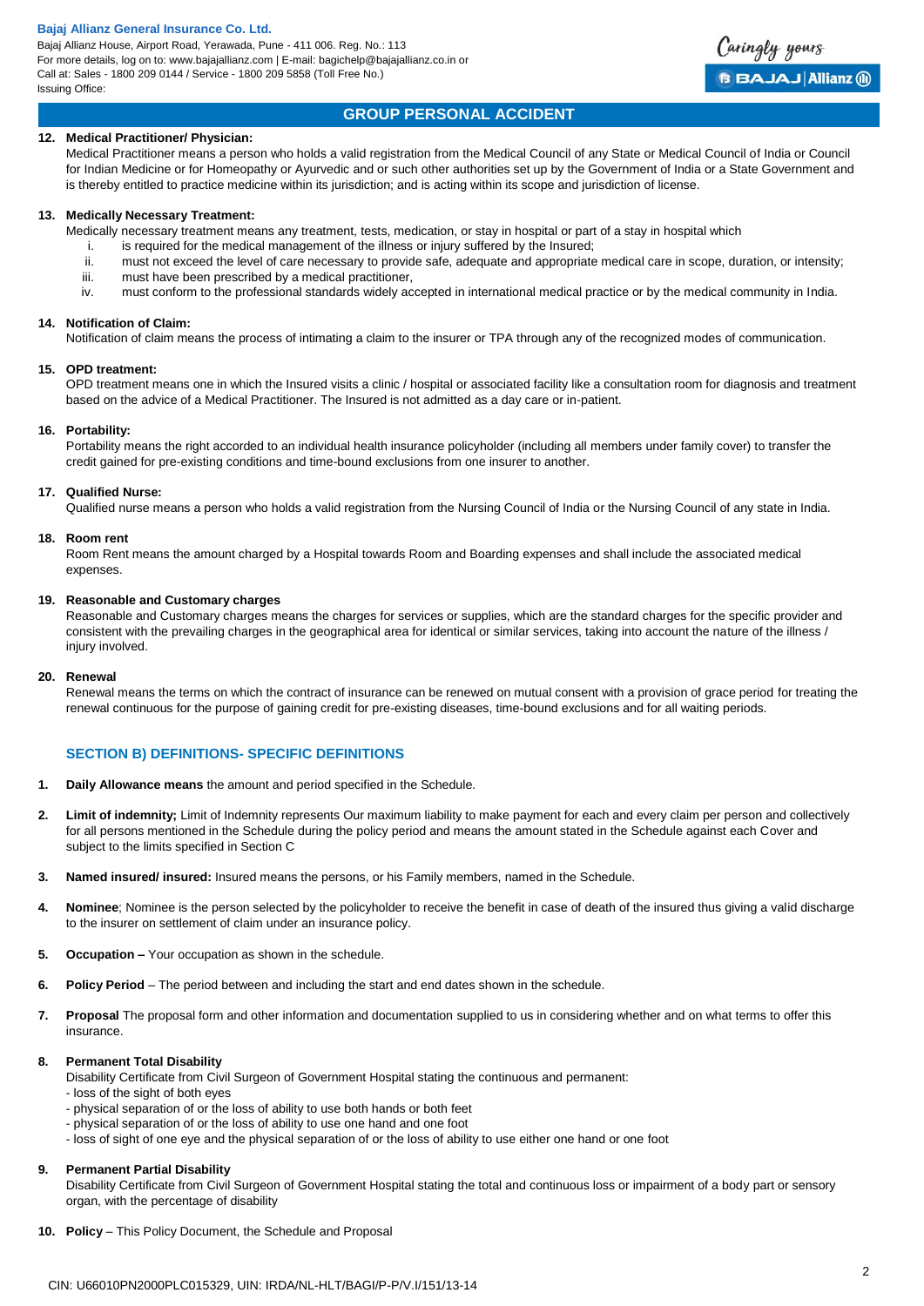**12. Medical Practitioner/ Physician:**

Medical Practitioner means a person who holds a valid registration from the Medical Council of any State or Medical Council of India or Council for Indian Medicine or for Homeopathy or Ayurvedic and or such other authorities set up by the Government of India or a State Government and is thereby entitled to practice medicine within its jurisdiction; and is acting within its scope and jurisdiction of license.

**13. Medically Necessary Treatment:**

Medically necessary treatment means any treatment, tests, medication, or stay in hospital or part of a stay in hospital which

i. is required for the medical management of the illness or injury suffered by the Insured;
ii. must not exceed the level of care necessary to provide safe, adequate and appropriate medical care in scope, duration, or intensity;
iii. must have been prescribed by a medical practitioner,
iv. must conform to the professional standards widely accepted in international medical practice or by the medical community in India.

**14. Notification of Claim:**

Notification of claim means the process of intimating a claim to the insurer or TPA through any of the recognized modes of communication.

**15. OPD treatment:**

OPD treatment means one in which the Insured visits a clinic / hospital or associated facility like a consultation room for diagnosis and treatment based on the advice of a Medical Practitioner. The Insured is not admitted as a day care or in-patient.

**16. Portability:**

Portability means the right accorded to an individual health insurance policyholder (including all members under family cover) to transfer the credit gained for pre-existing conditions and time-bound exclusions from one insurer to another.

**17. Qualified Nurse:**

Qualified nurse means a person who holds a valid registration from the Nursing Council of India or the Nursing Council of any state in India.

**18. Room rent**

Room Rent means the amount charged by a Hospital towards Room and Boarding expenses and shall include the associated medical expenses.

**19. Reasonable and Customary charges**

Reasonable and Customary charges means the charges for services or supplies, which are the standard charges for the specific provider and consistent with the prevailing charges in the geographical area for identical or similar services, taking into account the nature of the illness / injury involved.

**20. Renewal**

Renewal means the terms on which the contract of insurance can be renewed on mutual consent with a provision of grace period for treating the renewal continuous for the purpose of gaining credit for pre-existing diseases, time-bound exclusions and for all waiting periods.

## SECTION B) DEFINITIONS- SPECIFIC DEFINITIONS

1. **Daily Allowance means** the amount and period specified in the Schedule.

2. **Limit of indemnity;** Limit of Indemnity represents Our maximum liability to make payment for each and every claim per person and collectively for all persons mentioned in the Schedule during the policy period and means the amount stated in the Schedule against each Cover and subject to the limits specified in Section C

3. **Named insured/ insured:** Insured means the persons, or his Family members, named in the Schedule.

4. **Nominee**; Nominee is the person selected by the policyholder to receive the benefit in case of death of the insured thus giving a valid discharge to the insurer on settlement of claim under an insurance policy.

5. **Occupation –** Your occupation as shown in the schedule.

6. **Policy Period** – The period between and including the start and end dates shown in the schedule.

7. **Proposal** The proposal form and other information and documentation supplied to us in considering whether and on what terms to offer this insurance.

8. **Permanent Total Disability**

   Disability Certificate from Civil Surgeon of Government Hospital stating the continuous and permanent:
   - loss of the sight of both eyes
   - physical separation of or the loss of ability to use both hands or both feet
   - physical separation of or the loss of ability to use one hand and one foot
   - loss of sight of one eye and the physical separation of or the loss of ability to use either one hand or one foot

9. **Permanent Partial Disability**

   Disability Certificate from Civil Surgeon of Government Hospital stating the total and continuous loss or impairment of a body part or sensory organ, with the percentage of disability

10. **Policy** – This Policy Document, the Schedule and Proposal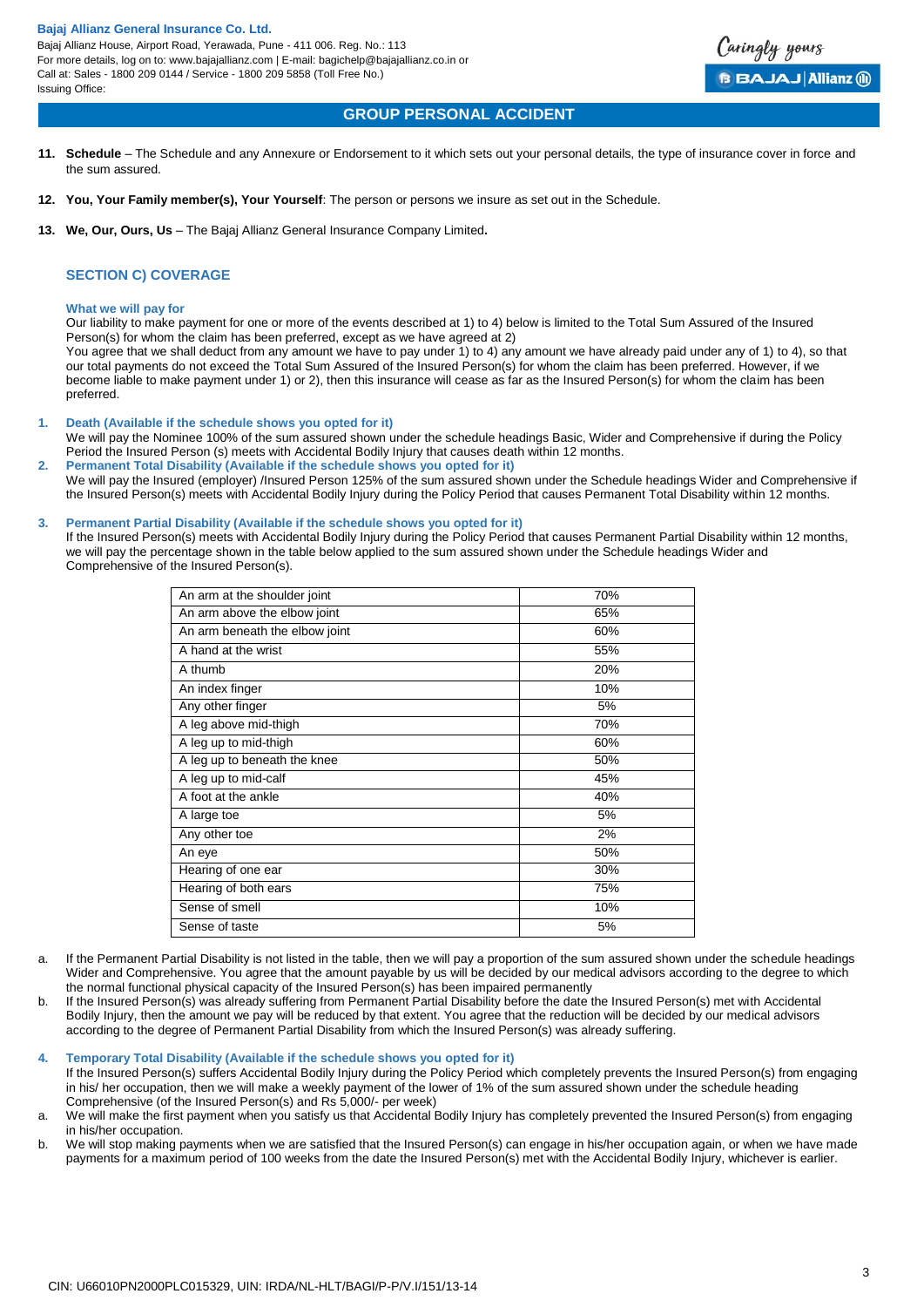11. **Schedule** – The Schedule and any Annexure or Endorsement to it which sets out your personal details, the type of insurance cover in force and the sum assured.

12. **You, Your Family member(s), Your Yourself**: The person or persons we insure as set out in the Schedule.

13. **We, Our, Ours, Us** – The Bajaj Allianz General Insurance Company Limited**.**

## SECTION C) COVERAGE

### What we will pay for

Our liability to make payment for one or more of the events described at 1) to 4) below is limited to the Total Sum Assured of the Insured Person(s) for whom the claim has been preferred, except as we have agreed at 2)

You agree that we shall deduct from any amount we have to pay under 1) to 4) any amount we have already paid under any of 1) to 4), so that our total payments do not exceed the Total Sum Assured of the Insured Person(s) for whom the claim has been preferred. However, if we become liable to make payment under 1) or 2), then this insurance will cease as far as the Insured Person(s) for whom the claim has been preferred.

1. **Death (Available if the schedule shows you opted for it)**
   We will pay the Nominee 100% of the sum assured shown under the schedule headings Basic, Wider and Comprehensive if during the Policy Period the Insured Person (s) meets with Accidental Bodily Injury that causes death within 12 months.

2. **Permanent Total Disability (Available if the schedule shows you opted for it)**
   We will pay the Insured (employer) /Insured Person 125% of the sum assured shown under the Schedule headings Wider and Comprehensive if the Insured Person(s) meets with Accidental Bodily Injury during the Policy Period that causes Permanent Total Disability within 12 months.

3. **Permanent Partial Disability (Available if the schedule shows you opted for it)**
   If the Insured Person(s) meets with Accidental Bodily Injury during the Policy Period that causes Permanent Partial Disability within 12 months, we will pay the percentage shown in the table below applied to the sum assured shown under the Schedule headings Wider and Comprehensive of the Insured Person(s).

| | |
|---|---|
| An arm at the shoulder joint | 70% |
| An arm above the elbow joint | 65% |
| An arm beneath the elbow joint | 60% |
| A hand at the wrist | 55% |
| A thumb | 20% |
| An index finger | 10% |
| Any other finger | 5% |
| A leg above mid-thigh | 70% |
| A leg up to mid-thigh | 60% |
| A leg up to beneath the knee | 50% |
| A leg up to mid-calf | 45% |
| A foot at the ankle | 40% |
| A large toe | 5% |
| Any other toe | 2% |
| An eye | 50% |
| Hearing of one ear | 30% |
| Hearing of both ears | 75% |
| Sense of smell | 10% |
| Sense of taste | 5% |

a. If the Permanent Partial Disability is not listed in the table, then we will pay a proportion of the sum assured shown under the schedule headings Wider and Comprehensive. You agree that the amount payable by us will be decided by our medical advisors according to the degree to which the normal functional physical capacity of the Insured Person(s) has been impaired permanently

b. If the Insured Person(s) was already suffering from Permanent Partial Disability before the date the Insured Person(s) met with Accidental Bodily Injury, then the amount we pay will be reduced by that extent. You agree that the reduction will be decided by our medical advisors according to the degree of Permanent Partial Disability from which the Insured Person(s) was already suffering.

4. **Temporary Total Disability (Available if the schedule shows you opted for it)**
   If the Insured Person(s) suffers Accidental Bodily Injury during the Policy Period which completely prevents the Insured Person(s) from engaging in his/ her occupation, then we will make a weekly payment of the lower of 1% of the sum assured shown under the schedule heading Comprehensive (of the Insured Person(s) and Rs 5,000/- per week)

a. We will make the first payment when you satisfy us that Accidental Bodily Injury has completely prevented the Insured Person(s) from engaging in his/her occupation.

b. We will stop making payments when we are satisfied that the Insured Person(s) can engage in his/her occupation again, or when we have made payments for a maximum period of 100 weeks from the date the Insured Person(s) met with the Accidental Bodily Injury, whichever is earlier.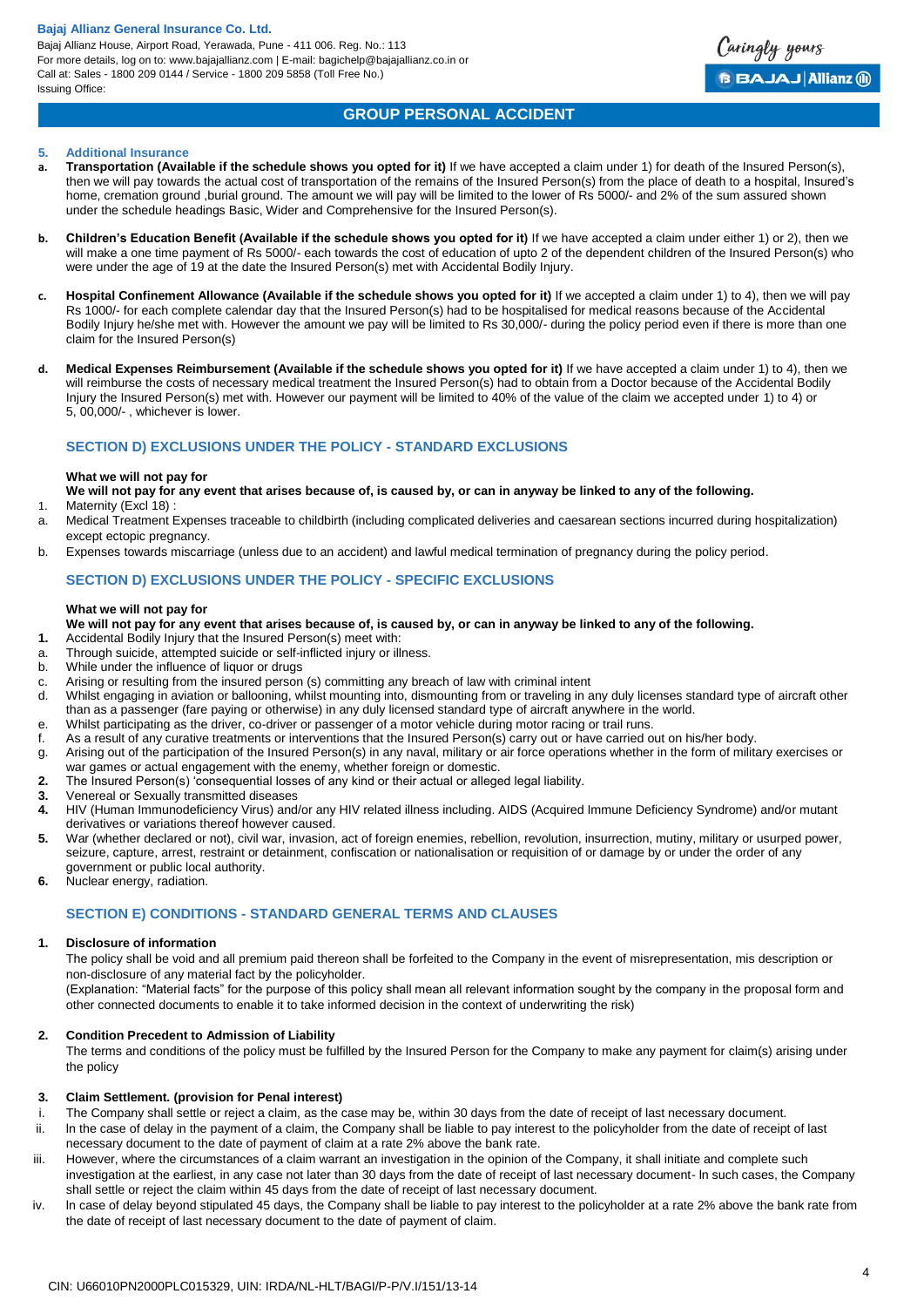## 5. Additional Insurance

**a. Transportation (Available if the schedule shows you opted for it)** If we have accepted a claim under 1) for death of the Insured Person(s), then we will pay towards the actual cost of transportation of the remains of the Insured Person(s) from the place of death to a hospital, Insured's home, cremation ground ,burial ground. The amount we will pay will be limited to the lower of Rs 5000/- and 2% of the sum assured shown under the schedule headings Basic, Wider and Comprehensive for the Insured Person(s).

**b. Children's Education Benefit (Available if the schedule shows you opted for it)** If we have accepted a claim under either 1) or 2), then we will make a one time payment of Rs 5000/- each towards the cost of education of upto 2 of the dependent children of the Insured Person(s) who were under the age of 19 at the date the Insured Person(s) met with Accidental Bodily Injury.

**c. Hospital Confinement Allowance (Available if the schedule shows you opted for it)** If we accepted a claim under 1) to 4), then we will pay Rs 1000/- for each complete calendar day that the Insured Person(s) had to be hospitalised for medical reasons because of the Accidental Bodily Injury he/she met with. However the amount we pay will be limited to Rs 30,000/- during the policy period even if there is more than one claim for the Insured Person(s)

**d. Medical Expenses Reimbursement (Available if the schedule shows you opted for it)** If we have accepted a claim under 1) to 4), then we will reimburse the costs of necessary medical treatment the Insured Person(s) had to obtain from a Doctor because of the Accidental Bodily Injury the Insured Person(s) met with. However our payment will be limited to 40% of the value of the claim we accepted under 1) to 4) or 5, 00,000/- , whichever is lower.

## SECTION D) EXCLUSIONS UNDER THE POLICY - STANDARD EXCLUSIONS

**What we will not pay for**

**We will not pay for any event that arises because of, is caused by, or can in anyway be linked to any of the following.**

1. Maternity (Excl 18) :

a. Medical Treatment Expenses traceable to childbirth (including complicated deliveries and caesarean sections incurred during hospitalization) except ectopic pregnancy.

b. Expenses towards miscarriage (unless due to an accident) and lawful medical termination of pregnancy during the policy period.

## SECTION D) EXCLUSIONS UNDER THE POLICY - SPECIFIC EXCLUSIONS

**What we will not pay for**

**We will not pay for any event that arises because of, is caused by, or can in anyway be linked to any of the following.**

**1.** Accidental Bodily Injury that the Insured Person(s) meet with:

a. Through suicide, attempted suicide or self-inflicted injury or illness.

b. While under the influence of liquor or drugs

c. Arising or resulting from the insured person (s) committing any breach of law with criminal intent

d. Whilst engaging in aviation or ballooning, whilst mounting into, dismounting from or traveling in any duly licenses standard type of aircraft other than as a passenger (fare paying or otherwise) in any duly licensed standard type of aircraft anywhere in the world.

e. Whilst participating as the driver, co-driver or passenger of a motor vehicle during motor racing or trail runs.

f. As a result of any curative treatments or interventions that the Insured Person(s) carry out or have carried out on his/her body.

g. Arising out of the participation of the Insured Person(s) in any naval, military or air force operations whether in the form of military exercises or war games or actual engagement with the enemy, whether foreign or domestic.

**2.** The Insured Person(s) 'consequential losses of any kind or their actual or alleged legal liability.

**3.** Venereal or Sexually transmitted diseases

**4.** HIV (Human Immunodeficiency Virus) and/or any HIV related illness including. AIDS (Acquired Immune Deficiency Syndrome) and/or mutant derivatives or variations thereof however caused.

**5.** War (whether declared or not), civil war, invasion, act of foreign enemies, rebellion, revolution, insurrection, mutiny, military or usurped power, seizure, capture, arrest, restraint or detainment, confiscation or nationalisation or requisition of or damage by or under the order of any government or public local authority.

**6.** Nuclear energy, radiation.

## SECTION E) CONDITIONS - STANDARD GENERAL TERMS AND CLAUSES

**1. Disclosure of information**

The policy shall be void and all premium paid thereon shall be forfeited to the Company in the event of misrepresentation, mis description or non-disclosure of any material fact by the policyholder.

(Explanation: "Material facts" for the purpose of this policy shall mean all relevant information sought by the company in the proposal form and other connected documents to enable it to take informed decision in the context of underwriting the risk)

**2. Condition Precedent to Admission of Liability**

The terms and conditions of the policy must be fulfilled by the Insured Person for the Company to make any payment for claim(s) arising under the policy

**3. Claim Settlement. (provision for Penal interest)**

i. The Company shall settle or reject a claim, as the case may be, within 30 days from the date of receipt of last necessary document.

ii. In the case of delay in the payment of a claim, the Company shall be liable to pay interest to the policyholder from the date of receipt of last necessary document to the date of payment of claim at a rate 2% above the bank rate.

iii. However, where the circumstances of a claim warrant an investigation in the opinion of the Company, it shall initiate and complete such investigation at the earliest, in any case not later than 30 days from the date of receipt of last necessary document- In such cases, the Company shall settle or reject the claim within 45 days from the date of receipt of last necessary document.

iv. In case of delay beyond stipulated 45 days, the Company shall be liable to pay interest to the policyholder at a rate 2% above the bank rate from the date of receipt of last necessary document to the date of payment of claim.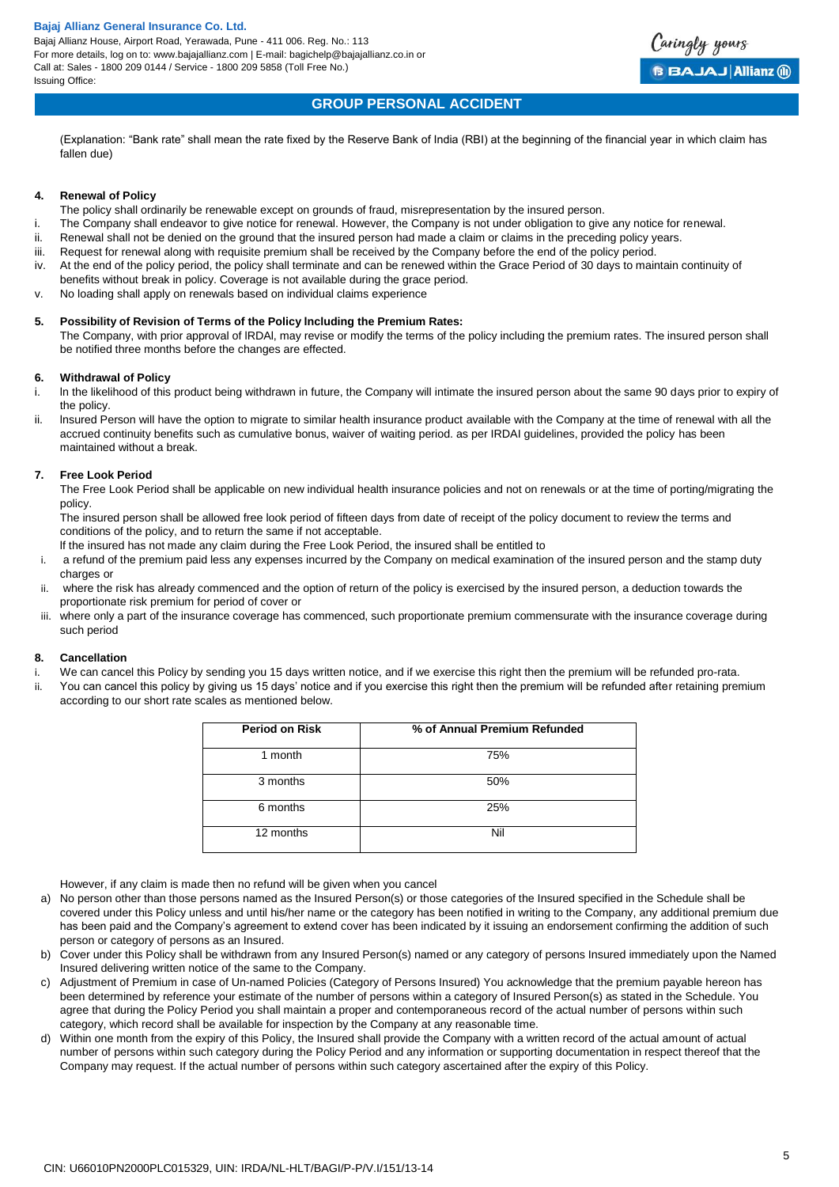(Explanation: “Bank rate” shall mean the rate fixed by the Reserve Bank of India (RBI) at the beginning of the financial year in which claim has fallen due)

**4. Renewal of Policy**

The policy shall ordinarily be renewable except on grounds of fraud, misrepresentation by the insured person.

i. The Company shall endeavor to give notice for renewal. However, the Company is not under obligation to give any notice for renewal.
ii. Renewal shall not be denied on the ground that the insured person had made a claim or claims in the preceding policy years.
iii. Request for renewal along with requisite premium shall be received by the Company before the end of the policy period.
iv. At the end of the policy period, the policy shall terminate and can be renewed within the Grace Period of 30 days to maintain continuity of benefits without break in policy. Coverage is not available during the grace period.
v. No loading shall apply on renewals based on individual claims experience

**5. Possibility of Revision of Terms of the Policy Including the Premium Rates:**

The Company, with prior approval of IRDAI, may revise or modify the terms of the policy including the premium rates. The insured person shall be notified three months before the changes are effected.

**6. Withdrawal of Policy**

i. In the likelihood of this product being withdrawn in future, the Company will intimate the insured person about the same 90 days prior to expiry of the policy.
ii. Insured Person will have the option to migrate to similar health insurance product available with the Company at the time of renewal with all the accrued continuity benefits such as cumulative bonus, waiver of waiting period. as per IRDAI guidelines, provided the policy has been maintained without a break.

**7. Free Look Period**

The Free Look Period shall be applicable on new individual health insurance policies and not on renewals or at the time of porting/migrating the policy.

The insured person shall be allowed free look period of fifteen days from date of receipt of the policy document to review the terms and conditions of the policy, and to return the same if not acceptable.

If the insured has not made any claim during the Free Look Period, the insured shall be entitled to

i. a refund of the premium paid less any expenses incurred by the Company on medical examination of the insured person and the stamp duty charges or
ii. where the risk has already commenced and the option of return of the policy is exercised by the insured person, a deduction towards the proportionate risk premium for period of cover or
iii. where only a part of the insurance coverage has commenced, such proportionate premium commensurate with the insurance coverage during such period

**8. Cancellation**

i. We can cancel this Policy by sending you 15 days written notice, and if we exercise this right then the premium will be refunded pro-rata.
ii. You can cancel this policy by giving us 15 days' notice and if you exercise this right then the premium will be refunded after retaining premium according to our short rate scales as mentioned below.

| Period on Risk | % of Annual Premium Refunded |
|---|---|
| 1 month | 75% |
| 3 months | 50% |
| 6 months | 25% |
| 12 months | Nil |

However, if any claim is made then no refund will be given when you cancel

a) No person other than those persons named as the Insured Person(s) or those categories of the Insured specified in the Schedule shall be covered under this Policy unless and until his/her name or the category has been notified in writing to the Company, any additional premium due has been paid and the Company's agreement to extend cover has been indicated by it issuing an endorsement confirming the addition of such person or category of persons as an Insured.
b) Cover under this Policy shall be withdrawn from any Insured Person(s) named or any category of persons Insured immediately upon the Named Insured delivering written notice of the same to the Company.
c) Adjustment of Premium in case of Un-named Policies (Category of Persons Insured) You acknowledge that the premium payable hereon has been determined by reference your estimate of the number of persons within a category of Insured Person(s) as stated in the Schedule. You agree that during the Policy Period you shall maintain a proper and contemporaneous record of the actual number of persons within such category, which record shall be available for inspection by the Company at any reasonable time.
d) Within one month from the expiry of this Policy, the Insured shall provide the Company with a written record of the actual amount of actual number of persons within such category during the Policy Period and any information or supporting documentation in respect thereof that the Company may request. If the actual number of persons within such category ascertained after the expiry of this Policy.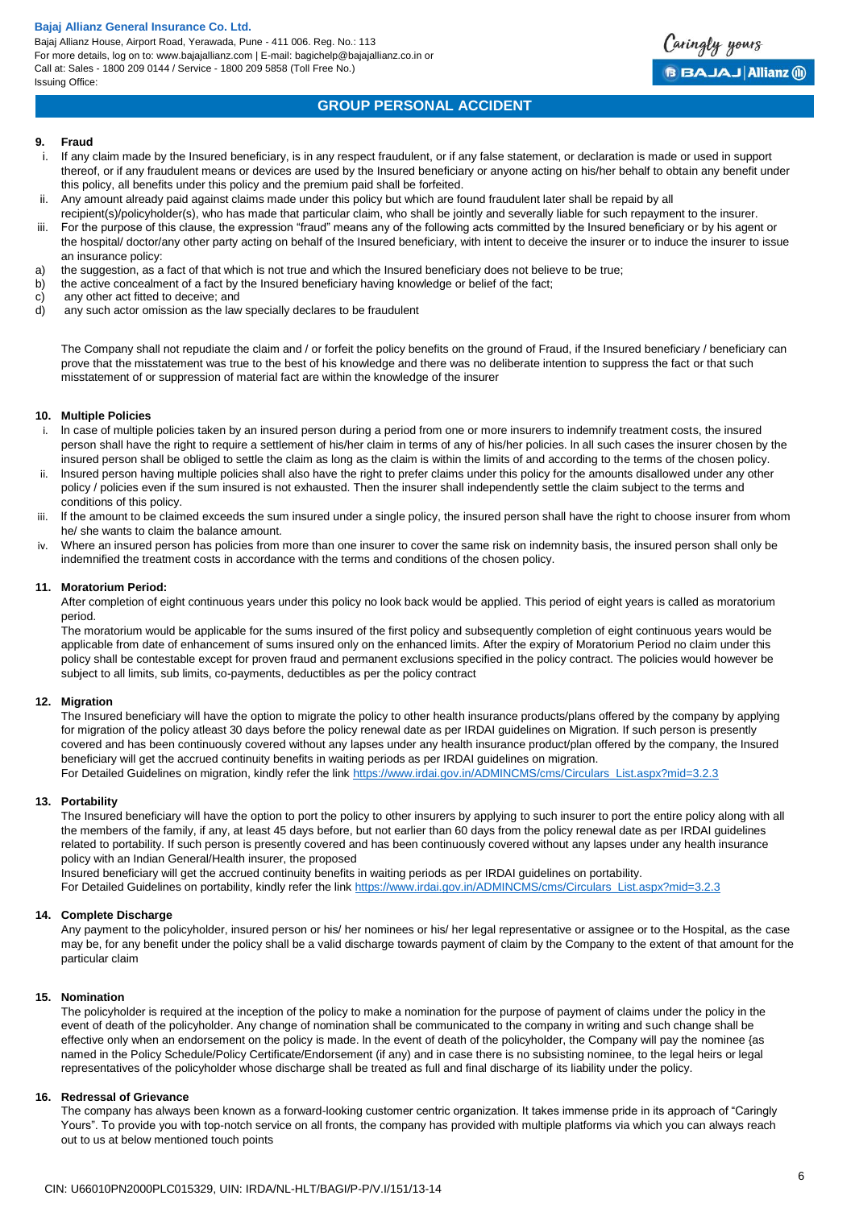## 9. Fraud

i. If any claim made by the Insured beneficiary, is in any respect fraudulent, or if any false statement, or declaration is made or used in support thereof, or if any fraudulent means or devices are used by the Insured beneficiary or anyone acting on his/her behalf to obtain any benefit under this policy, all benefits under this policy and the premium paid shall be forfeited.

ii. Any amount already paid against claims made under this policy but which are found fraudulent later shall be repaid by all recipient(s)/policyholder(s), who has made that particular claim, who shall be jointly and severally liable for such repayment to the insurer.

iii. For the purpose of this clause, the expression "fraud" means any of the following acts committed by the Insured beneficiary or by his agent or the hospital/ doctor/any other party acting on behalf of the Insured beneficiary, with intent to deceive the insurer or to induce the insurer to issue an insurance policy:

a) the suggestion, as a fact of that which is not true and which the Insured beneficiary does not believe to be true;
b) the active concealment of a fact by the Insured beneficiary having knowledge or belief of the fact;
c) any other act fitted to deceive; and
d) any such actor omission as the law specially declares to be fraudulent

The Company shall not repudiate the claim and / or forfeit the policy benefits on the ground of Fraud, if the Insured beneficiary / beneficiary can prove that the misstatement was true to the best of his knowledge and there was no deliberate intention to suppress the fact or that such misstatement of or suppression of material fact are within the knowledge of the insurer

## 10. Multiple Policies

i. In case of multiple policies taken by an insured person during a period from one or more insurers to indemnify treatment costs, the insured person shall have the right to require a settlement of his/her claim in terms of any of his/her policies. In all such cases the insurer chosen by the insured person shall be obliged to settle the claim as long as the claim is within the limits of and according to the terms of the chosen policy.

ii. Insured person having multiple policies shall also have the right to prefer claims under this policy for the amounts disallowed under any other policy / policies even if the sum insured is not exhausted. Then the insurer shall independently settle the claim subject to the terms and conditions of this policy.

iii. If the amount to be claimed exceeds the sum insured under a single policy, the insured person shall have the right to choose insurer from whom he/ she wants to claim the balance amount.

iv. Where an insured person has policies from more than one insurer to cover the same risk on indemnity basis, the insured person shall only be indemnified the treatment costs in accordance with the terms and conditions of the chosen policy.

## 11. Moratorium Period:

After completion of eight continuous years under this policy no look back would be applied. This period of eight years is called as moratorium period.

The moratorium would be applicable for the sums insured of the first policy and subsequently completion of eight continuous years would be applicable from date of enhancement of sums insured only on the enhanced limits. After the expiry of Moratorium Period no claim under this policy shall be contestable except for proven fraud and permanent exclusions specified in the policy contract. The policies would however be subject to all limits, sub limits, co-payments, deductibles as per the policy contract

## 12. Migration

The Insured beneficiary will have the option to migrate the policy to other health insurance products/plans offered by the company by applying for migration of the policy atleast 30 days before the policy renewal date as per IRDAI guidelines on Migration. If such person is presently covered and has been continuously covered without any lapses under any health insurance product/plan offered by the company, the Insured beneficiary will get the accrued continuity benefits in waiting periods as per IRDAI guidelines on migration.

For Detailed Guidelines on migration, kindly refer the link https://www.irdai.gov.in/ADMINCMS/cms/Circulars_List.aspx?mid=3.2.3

## 13. Portability

The Insured beneficiary will have the option to port the policy to other insurers by applying to such insurer to port the entire policy along with all the members of the family, if any, at least 45 days before, but not earlier than 60 days from the policy renewal date as per IRDAI guidelines related to portability. If such person is presently covered and has been continuously covered without any lapses under any health insurance policy with an Indian General/Health insurer, the proposed

Insured beneficiary will get the accrued continuity benefits in waiting periods as per IRDAI guidelines on portability.

For Detailed Guidelines on portability, kindly refer the link https://www.irdai.gov.in/ADMINCMS/cms/Circulars_List.aspx?mid=3.2.3

## 14. Complete Discharge

Any payment to the policyholder, insured person or his/ her nominees or his/ her legal representative or assignee or to the Hospital, as the case may be, for any benefit under the policy shall be a valid discharge towards payment of claim by the Company to the extent of that amount for the particular claim

## 15. Nomination

The policyholder is required at the inception of the policy to make a nomination for the purpose of payment of claims under the policy in the event of death of the policyholder. Any change of nomination shall be communicated to the company in writing and such change shall be effective only when an endorsement on the policy is made. In the event of death of the policyholder, the Company will pay the nominee {as named in the Policy Schedule/Policy Certificate/Endorsement (if any) and in case there is no subsisting nominee, to the legal heirs or legal representatives of the policyholder whose discharge shall be treated as full and final discharge of its liability under the policy.

## 16. Redressal of Grievance

The company has always been known as a forward-looking customer centric organization. It takes immense pride in its approach of "Caringly Yours". To provide you with top-notch service on all fronts, the company has provided with multiple platforms via which you can always reach out to us at below mentioned touch points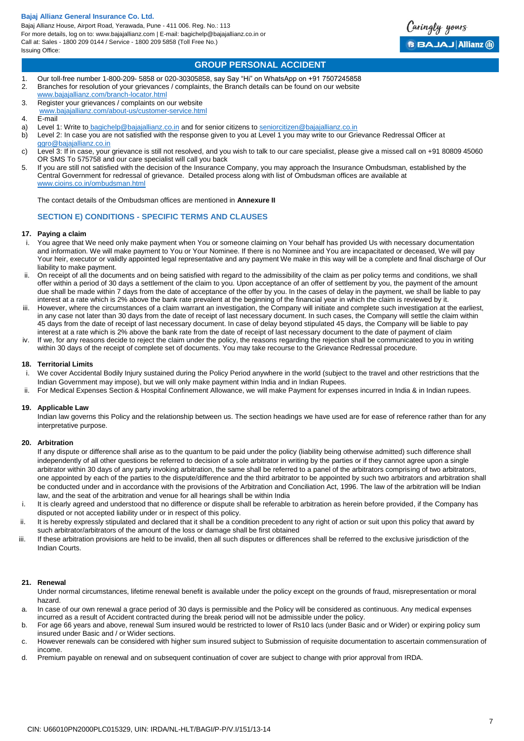## GROUP PERSONAL ACCIDENT

1. Our toll-free number 1-800-209- 5858 or 020-30305858, say Say "Hi" on WhatsApp on +91 7507245858
2. Branches for resolution of your grievances / complaints, the Branch details can be found on our website www.bajajallianz.com/branch-locator.html
3. Register your grievances / complaints on our website www.bajajallianz.com/about-us/customer-service.html
4. E-mail

a) Level 1: Write to bagichelp@bajajallianz.co.in and for senior citizens to seniorcitizen@bajajallianz.co.in

b) Level 2: In case you are not satisfied with the response given to you at Level 1 you may write to our Grievance Redressal Officer at ggro@bajajallianz.co.in

c) Level 3: If in case, your grievance is still not resolved, and you wish to talk to our care specialist, please give a missed call on +91 80809 45060 OR SMS To 575758 and our care specialist will call you back

5. If you are still not satisfied with the decision of the Insurance Company, you may approach the Insurance Ombudsman, established by the Central Government for redressal of grievance. Detailed process along with list of Ombudsman offices are available at www.cioins.co.in/ombudsman.html

The contact details of the Ombudsman offices are mentioned in **Annexure II**

### SECTION E) CONDITIONS - SPECIFIC TERMS AND CLAUSES

**17. Paying a claim**

i. You agree that We need only make payment when You or someone claiming on Your behalf has provided Us with necessary documentation and information. We will make payment to You or Your Nominee. If there is no Nominee and You are incapacitated or deceased, We will pay Your heir, executor or validly appointed legal representative and any payment We make in this way will be a complete and final discharge of Our liability to make payment.

ii. On receipt of all the documents and on being satisfied with regard to the admissibility of the claim as per policy terms and conditions, we shall offer within a period of 30 days a settlement of the claim to you. Upon acceptance of an offer of settlement by you, the payment of the amount due shall be made within 7 days from the date of acceptance of the offer by you. In the cases of delay in the payment, we shall be liable to pay interest at a rate which is 2% above the bank rate prevalent at the beginning of the financial year in which the claim is reviewed by it.

iii. However, where the circumstances of a claim warrant an investigation, the Company will initiate and complete such investigation at the earliest, in any case not later than 30 days from the date of receipt of last necessary document. In such cases, the Company will settle the claim within 45 days from the date of receipt of last necessary document. In case of delay beyond stipulated 45 days, the Company will be liable to pay interest at a rate which is 2% above the bank rate from the date of receipt of last necessary document to the date of payment of claim

iv. If we, for any reasons decide to reject the claim under the policy, the reasons regarding the rejection shall be communicated to you in writing within 30 days of the receipt of complete set of documents. You may take recourse to the Grievance Redressal procedure.

**18. Territorial Limits**

i. We cover Accidental Bodily Injury sustained during the Policy Period anywhere in the world (subject to the travel and other restrictions that the Indian Government may impose), but we will only make payment within India and in Indian Rupees.

ii. For Medical Expenses Section & Hospital Confinement Allowance, we will make Payment for expenses incurred in India & in Indian rupees.

**19. Applicable Law**

Indian law governs this Policy and the relationship between us. The section headings we have used are for ease of reference rather than for any interpretative purpose.

**20. Arbitration**

If any dispute or difference shall arise as to the quantum to be paid under the policy (liability being otherwise admitted) such difference shall independently of all other questions be referred to decision of a sole arbitrator in writing by the parties or if they cannot agree upon a single arbitrator within 30 days of any party invoking arbitration, the same shall be referred to a panel of the arbitrators comprising of two arbitrators, one appointed by each of the parties to the dispute/difference and the third arbitrator to be appointed by such two arbitrators and arbitration shall be conducted under and in accordance with the provisions of the Arbitration and Conciliation Act, 1996. The law of the arbitration will be Indian law, and the seat of the arbitration and venue for all hearings shall be within India

i. It is clearly agreed and understood that no difference or dispute shall be referable to arbitration as herein before provided, if the Company has disputed or not accepted liability under or in respect of this policy.

ii. It is hereby expressly stipulated and declared that it shall be a condition precedent to any right of action or suit upon this policy that award by such arbitrator/arbitrators of the amount of the loss or damage shall be first obtained

iii. If these arbitration provisions are held to be invalid, then all such disputes or differences shall be referred to the exclusive jurisdiction of the Indian Courts.

**21. Renewal**

Under normal circumstances, lifetime renewal benefit is available under the policy except on the grounds of fraud, misrepresentation or moral hazard.

a. In case of our own renewal a grace period of 30 days is permissible and the Policy will be considered as continuous. Any medical expenses incurred as a result of Accident contracted during the break period will not be admissible under the policy.

b. For age 66 years and above, renewal Sum insured would be restricted to lower of Rs10 lacs (under Basic and or Wider) or expiring policy sum insured under Basic and / or Wider sections.

c. However renewals can be considered with higher sum insured subject to Submission of requisite documentation to ascertain commensuration of income.

d. Premium payable on renewal and on subsequent continuation of cover are subject to change with prior approval from IRDA.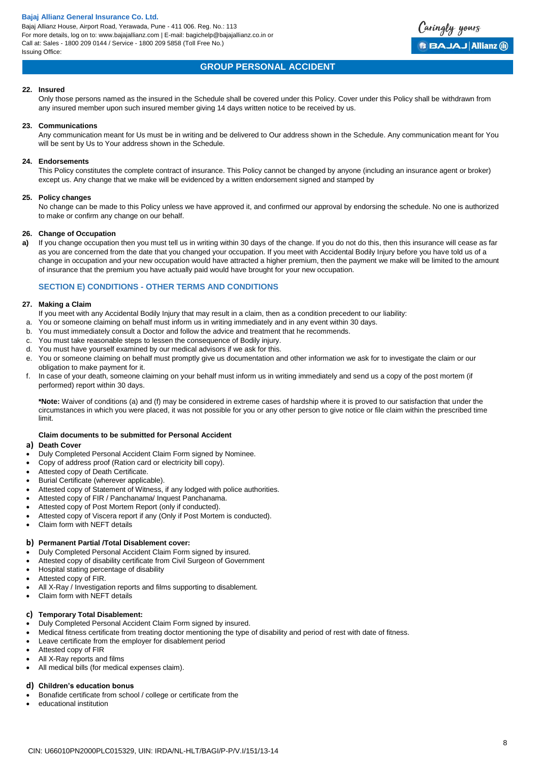**22. Insured**

Only those persons named as the insured in the Schedule shall be covered under this Policy. Cover under this Policy shall be withdrawn from any insured member upon such insured member giving 14 days written notice to be received by us.

**23. Communications**

Any communication meant for Us must be in writing and be delivered to Our address shown in the Schedule. Any communication meant for You will be sent by Us to Your address shown in the Schedule.

**24. Endorsements**

This Policy constitutes the complete contract of insurance. This Policy cannot be changed by anyone (including an insurance agent or broker) except us. Any change that we make will be evidenced by a written endorsement signed and stamped by

**25. Policy changes**

No change can be made to this Policy unless we have approved it, and confirmed our approval by endorsing the schedule. No one is authorized to make or confirm any change on our behalf.

**26. Change of Occupation**

**a)** If you change occupation then you must tell us in writing within 30 days of the change. If you do not do this, then this insurance will cease as far as you are concerned from the date that you changed your occupation. If you meet with Accidental Bodily Injury before you have told us of a change in occupation and your new occupation would have attracted a higher premium, then the payment we make will be limited to the amount of insurance that the premium you have actually paid would have brought for your new occupation.

## SECTION E) CONDITIONS - OTHER TERMS AND CONDITIONS

**27. Making a Claim**

If you meet with any Accidental Bodily Injury that may result in a claim, then as a condition precedent to our liability:

a. You or someone claiming on behalf must inform us in writing immediately and in any event within 30 days.
b. You must immediately consult a Doctor and follow the advice and treatment that he recommends.
c. You must take reasonable steps to lessen the consequence of Bodily injury.
d. You must have yourself examined by our medical advisors if we ask for this.
e. You or someone claiming on behalf must promptly give us documentation and other information we ask for to investigate the claim or our obligation to make payment for it.
f. In case of your death, someone claiming on your behalf must inform us in writing immediately and send us a copy of the post mortem (if performed) report within 30 days.

**\*Note:** Waiver of conditions (a) and (f) may be considered in extreme cases of hardship where it is proved to our satisfaction that under the circumstances in which you were placed, it was not possible for you or any other person to give notice or file claim within the prescribed time limit.

**Claim documents to be submitted for Personal Accident**

**a) Death Cover**

- Duly Completed Personal Accident Claim Form signed by Nominee.
- Copy of address proof (Ration card or electricity bill copy).
- Attested copy of Death Certificate.
- Burial Certificate (wherever applicable).
- Attested copy of Statement of Witness, if any lodged with police authorities.
- Attested copy of FIR / Panchanama/ Inquest Panchanama.
- Attested copy of Post Mortem Report (only if conducted).
- Attested copy of Viscera report if any (Only if Post Mortem is conducted).
- Claim form with NEFT details

**b) Permanent Partial /Total Disablement cover:**

- Duly Completed Personal Accident Claim Form signed by insured.
- Attested copy of disability certificate from Civil Surgeon of Government
- Hospital stating percentage of disability
- Attested copy of FIR.
- All X-Ray / Investigation reports and films supporting to disablement.
- Claim form with NEFT details

**c) Temporary Total Disablement:**

- Duly Completed Personal Accident Claim Form signed by insured.
- Medical fitness certificate from treating doctor mentioning the type of disability and period of rest with date of fitness.
- Leave certificate from the employer for disablement period
- Attested copy of FIR
- All X-Ray reports and films
- All medical bills (for medical expenses claim).

**d) Children's education bonus**

- Bonafide certificate from school / college or certificate from the
- educational institution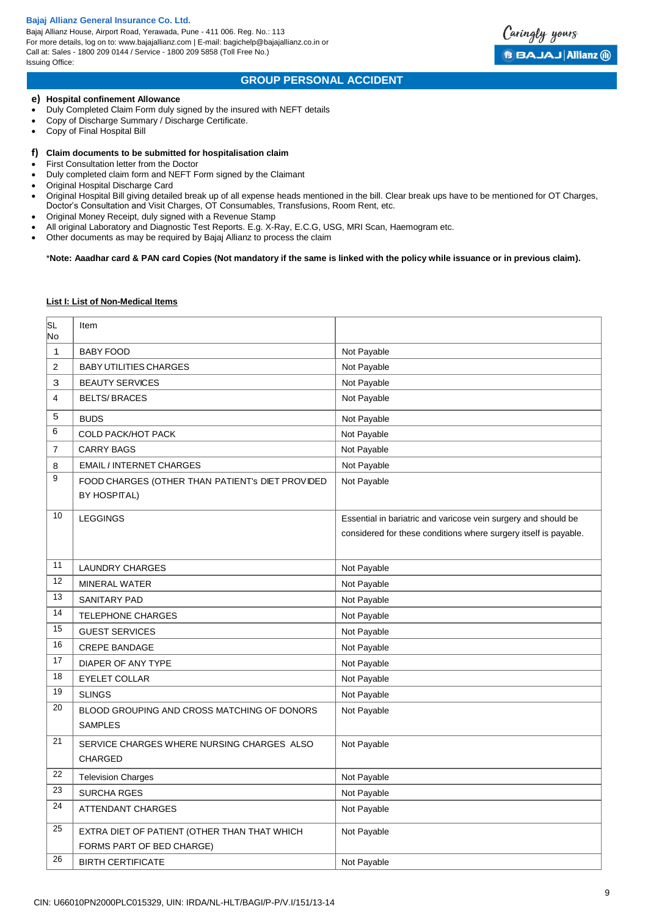**e) Hospital confinement Allowance**

- Duly Completed Claim Form duly signed by the insured with NEFT details
- Copy of Discharge Summary / Discharge Certificate.
- Copy of Final Hospital Bill

**f) Claim documents to be submitted for hospitalisation claim**

- First Consultation letter from the Doctor
- Duly completed claim form and NEFT Form signed by the Claimant
- Original Hospital Discharge Card
- Original Hospital Bill giving detailed break up of all expense heads mentioned in the bill. Clear break ups have to be mentioned for OT Charges, Doctor's Consultation and Visit Charges, OT Consumables, Transfusions, Room Rent, etc.
- Original Money Receipt, duly signed with a Revenue Stamp
- All original Laboratory and Diagnostic Test Reports. E.g. X-Ray, E.C.G, USG, MRI Scan, Haemogram etc.
- Other documents as may be required by Bajaj Allianz to process the claim

*__Note: Aaadhar card & PAN card Copies (Not mandatory if the same is linked with the policy while issuance or in previous claim).__

**List I: List of Non-Medical Items**

| SL No | Item | |
|---|---|---|
| 1 | BABY FOOD | Not Payable |
| 2 | BABY UTILITIES CHARGES | Not Payable |
| 3 | BEAUTY SERVICES | Not Payable |
| 4 | BELTS/ BRACES | Not Payable |
| 5 | BUDS | Not Payable |
| 6 | COLD PACK/HOT PACK | Not Payable |
| 7 | CARRY BAGS | Not Payable |
| 8 | EMAIL / INTERNET CHARGES | Not Payable |
| 9 | FOOD CHARGES (OTHER THAN PATIENT's DIET PROVIDED BY HOSPITAL) | Not Payable |
| 10 | LEGGINGS | Essential in bariatric and varicose vein surgery and should be considered for these conditions where surgery itself is payable. |
| 11 | LAUNDRY CHARGES | Not Payable |
| 12 | MINERAL WATER | Not Payable |
| 13 | SANITARY PAD | Not Payable |
| 14 | TELEPHONE CHARGES | Not Payable |
| 15 | GUEST SERVICES | Not Payable |
| 16 | CREPE BANDAGE | Not Payable |
| 17 | DIAPER OF ANY TYPE | Not Payable |
| 18 | EYELET COLLAR | Not Payable |
| 19 | SLINGS | Not Payable |
| 20 | BLOOD GROUPING AND CROSS MATCHING OF DONORS SAMPLES | Not Payable |
| 21 | SERVICE CHARGES WHERE NURSING CHARGES ALSO CHARGED | Not Payable |
| 22 | Television Charges | Not Payable |
| 23 | SURCHA RGES | Not Payable |
| 24 | ATTENDANT CHARGES | Not Payable |
| 25 | EXTRA DIET OF PATIENT (OTHER THAN THAT WHICH FORMS PART OF BED CHARGE) | Not Payable |
| 26 | BIRTH CERTIFICATE | Not Payable |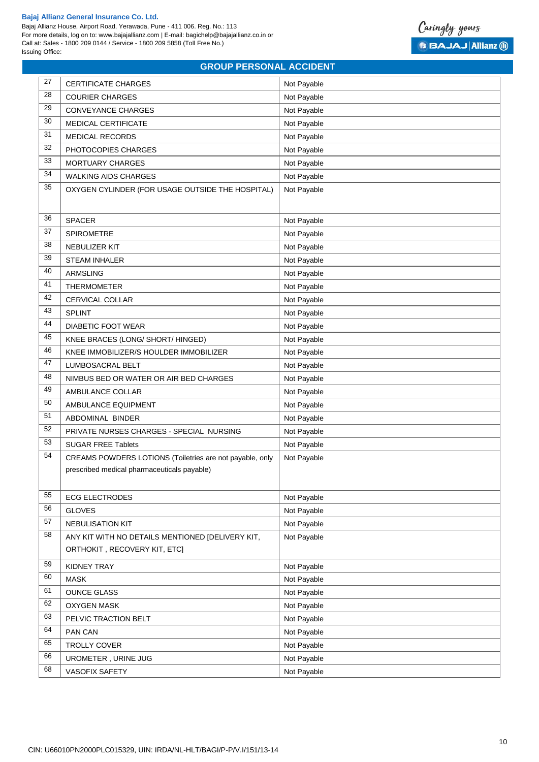## GROUP PERSONAL ACCIDENT

| | | |
|---|---|---|
| 27 | CERTIFICATE CHARGES | Not Payable |
| 28 | COURIER CHARGES | Not Payable |
| 29 | CONVEYANCE CHARGES | Not Payable |
| 30 | MEDICAL CERTIFICATE | Not Payable |
| 31 | MEDICAL RECORDS | Not Payable |
| 32 | PHOTOCOPIES CHARGES | Not Payable |
| 33 | MORTUARY CHARGES | Not Payable |
| 34 | WALKING AIDS CHARGES | Not Payable |
| 35 | OXYGEN CYLINDER (FOR USAGE OUTSIDE THE HOSPITAL) | Not Payable |
| 36 | SPACER | Not Payable |
| 37 | SPIROMETRE | Not Payable |
| 38 | NEBULIZER KIT | Not Payable |
| 39 | STEAM INHALER | Not Payable |
| 40 | ARMSLING | Not Payable |
| 41 | THERMOMETER | Not Payable |
| 42 | CERVICAL COLLAR | Not Payable |
| 43 | SPLINT | Not Payable |
| 44 | DIABETIC FOOT WEAR | Not Payable |
| 45 | KNEE BRACES (LONG/ SHORT/ HINGED) | Not Payable |
| 46 | KNEE IMMOBILIZER/S HOULDER IMMOBILIZER | Not Payable |
| 47 | LUMBOSACRAL BELT | Not Payable |
| 48 | NIMBUS BED OR WATER OR AIR BED CHARGES | Not Payable |
| 49 | AMBULANCE COLLAR | Not Payable |
| 50 | AMBULANCE EQUIPMENT | Not Payable |
| 51 | ABDOMINAL BINDER | Not Payable |
| 52 | PRIVATE NURSES CHARGES - SPECIAL NURSING | Not Payable |
| 53 | SUGAR FREE Tablets | Not Payable |
| 54 | CREAMS POWDERS LOTIONS (Toiletries are not payable, only prescribed medical pharmaceuticals payable) | Not Payable |
| 55 | ECG ELECTRODES | Not Payable |
| 56 | GLOVES | Not Payable |
| 57 | NEBULISATION KIT | Not Payable |
| 58 | ANY KIT WITH NO DETAILS MENTIONED [DELIVERY KIT, ORTHOKIT , RECOVERY KIT, ETC] | Not Payable |
| 59 | KIDNEY TRAY | Not Payable |
| 60 | MASK | Not Payable |
| 61 | OUNCE GLASS | Not Payable |
| 62 | OXYGEN MASK | Not Payable |
| 63 | PELVIC TRACTION BELT | Not Payable |
| 64 | PAN CAN | Not Payable |
| 65 | TROLLY COVER | Not Payable |
| 66 | UROMETER , URINE JUG | Not Payable |
| 68 | VASOFIX SAFETY | Not Payable |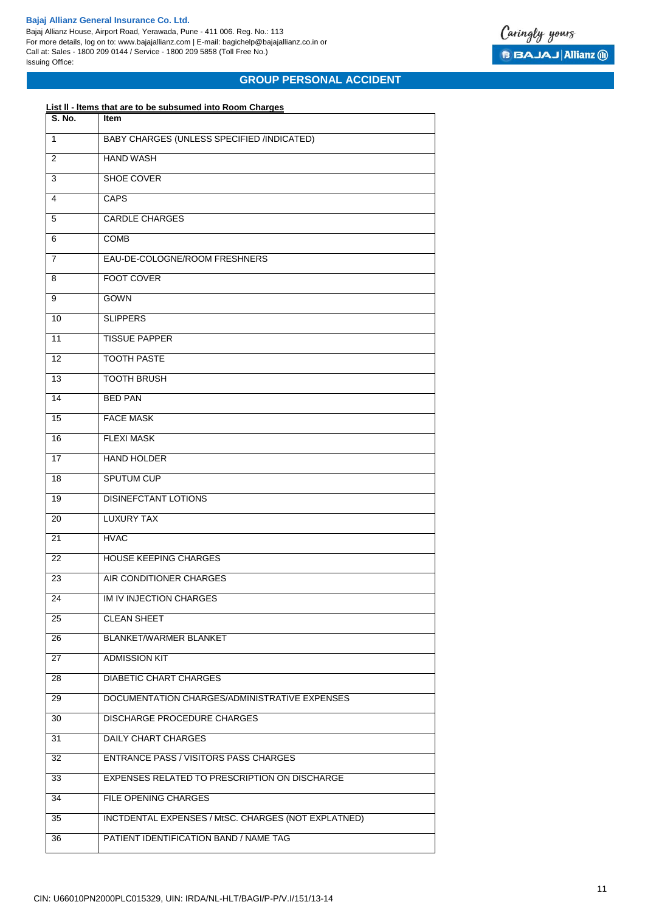**Bajaj Allianz General Insurance Co. Ltd.**
Bajaj Allianz House, Airport Road, Yerawada, Pune - 411 006. Reg. No.: 113
For more details, log on to: www.bajajallianz.com | E-mail: bagichelp@bajajallianz.co.in or
Call at: Sales - 1800 209 0144 / Service - 1800 209 5858 (Toll Free No.)
Issuing Office:

## GROUP PERSONAL ACCIDENT

**List II - Items that are to be subsumed into Room Charges**

| S. No. | Item |
|---|---|
| 1 | BABY CHARGES (UNLESS SPECIFIED /INDICATED) |
| 2 | HAND WASH |
| 3 | SHOE COVER |
| 4 | CAPS |
| 5 | CARDLE CHARGES |
| 6 | COMB |
| 7 | EAU-DE-COLOGNE/ROOM FRESHNERS |
| 8 | FOOT COVER |
| 9 | GOWN |
| 10 | SLIPPERS |
| 11 | TISSUE PAPPER |
| 12 | TOOTH PASTE |
| 13 | TOOTH BRUSH |
| 14 | BED PAN |
| 15 | FACE MASK |
| 16 | FLEXI MASK |
| 17 | HAND HOLDER |
| 18 | SPUTUM CUP |
| 19 | DISINEFCTANT LOTIONS |
| 20 | LUXURY TAX |
| 21 | HVAC |
| 22 | HOUSE KEEPING CHARGES |
| 23 | AIR CONDITIONER CHARGES |
| 24 | IM IV INJECTION CHARGES |
| 25 | CLEAN SHEET |
| 26 | BLANKET/WARMER BLANKET |
| 27 | ADMISSION KIT |
| 28 | DIABETIC CHART CHARGES |
| 29 | DOCUMENTATION CHARGES/ADMINISTRATIVE EXPENSES |
| 30 | DISCHARGE PROCEDURE CHARGES |
| 31 | DAILY CHART CHARGES |
| 32 | ENTRANCE PASS / VISITORS PASS CHARGES |
| 33 | EXPENSES RELATED TO PRESCRIPTION ON DISCHARGE |
| 34 | FILE OPENING CHARGES |
| 35 | INCTDENTAL EXPENSES / MtSC. CHARGES (NOT EXPLATNED) |
| 36 | PATIENT IDENTIFICATION BAND / NAME TAG |

CIN: U66010PN2000PLC015329, UIN: IRDA/NL-HLT/BAGI/P-P/V.I/151/13-14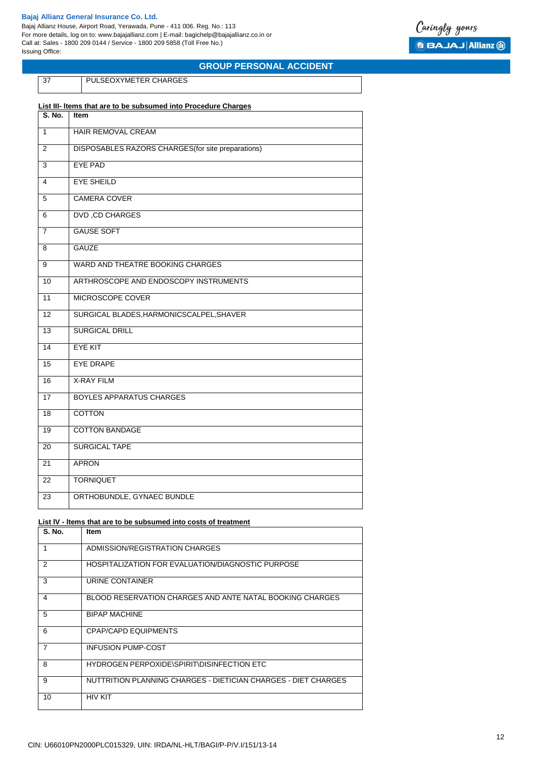| 37 | PULSEOXYMETER CHARGES |
|---|---|

**List III- Items that are to be subsumed into Procedure Charges**

| S. No. | Item |
|---|---|
| 1 | HAIR REMOVAL CREAM |
| 2 | DISPOSABLES RAZORS CHARGES(for site preparations) |
| 3 | EYE PAD |
| 4 | EYE SHEILD |
| 5 | CAMERA COVER |
| 6 | DVD ,CD CHARGES |
| 7 | GAUSE SOFT |
| 8 | GAUZE |
| 9 | WARD AND THEATRE BOOKING CHARGES |
| 10 | ARTHROSCOPE AND ENDOSCOPY INSTRUMENTS |
| 11 | MICROSCOPE COVER |
| 12 | SURGICAL BLADES,HARMONICSCALPEL,SHAVER |
| 13 | SURGICAL DRILL |
| 14 | EYE KIT |
| 15 | EYE DRAPE |
| 16 | X-RAY FILM |
| 17 | BOYLES APPARATUS CHARGES |
| 18 | COTTON |
| 19 | COTTON BANDAGE |
| 20 | SURGICAL TAPE |
| 21 | APRON |
| 22 | TORNIQUET |
| 23 | ORTHOBUNDLE, GYNAEC BUNDLE |

**List IV - Items that are to be subsumed into costs of treatment**

| S. No. | Item |
|---|---|
| 1 | ADMISSION/REGISTRATION CHARGES |
| 2 | HOSPITALIZATION FOR EVALUATION/DIAGNOSTIC PURPOSE |
| 3 | URINE CONTAINER |
| 4 | BLOOD RESERVATION CHARGES AND ANTE NATAL BOOKING CHARGES |
| 5 | BIPAP MACHINE |
| 6 | CPAP/CAPD EQUIPMENTS |
| 7 | INFUSION PUMP-COST |
| 8 | HYDROGEN PERPOXIDE\SPIRIT\DISINFECTION ETC |
| 9 | NUTTRITION PLANNING CHARGES - DIETICIAN CHARGES - DIET CHARGES |
| 10 | HIV KIT |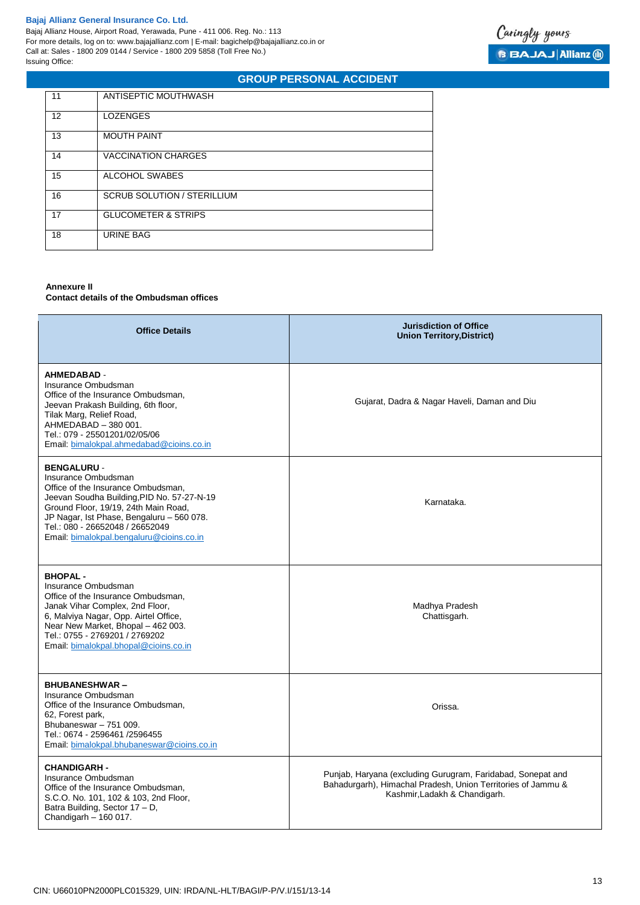| 11 | ANTISEPTIC MOUTHWASH |
|---|---|
| 12 | LOZENGES |
| 13 | MOUTH PAINT |
| 14 | VACCINATION CHARGES |
| 15 | ALCOHOL SWABES |
| 16 | SCRUB SOLUTION / STERILLIUM |
| 17 | GLUCOMETER & STRIPS |
| 18 | URINE BAG |

**Annexure II**
**Contact details of the Ombudsman offices**

| Office Details | Jurisdiction of Office Union Territory,District) |
|---|---|
| **AHMEDABAD** - Insurance Ombudsman Office of the Insurance Ombudsman, Jeevan Prakash Building, 6th floor, Tilak Marg, Relief Road, AHMEDABAD – 380 001. Tel.: 079 - 25501201/02/05/06 Email: bimalokpal.ahmedabad@cioins.co.in | Gujarat, Dadra & Nagar Haveli, Daman and Diu |
| **BENGALURU** - Insurance Ombudsman Office of the Insurance Ombudsman, Jeevan Soudha Building,PID No. 57-27-N-19 Ground Floor, 19/19, 24th Main Road, JP Nagar, Ist Phase, Bengaluru – 560 078. Tel.: 080 - 26652048 / 26652049 Email: bimalokpal.bengaluru@cioins.co.in | Karnataka. |
| **BHOPAL** - Insurance Ombudsman Office of the Insurance Ombudsman, Janak Vihar Complex, 2nd Floor, 6, Malviya Nagar, Opp. Airtel Office, Near New Market, Bhopal – 462 003. Tel.: 0755 - 2769201 / 2769202 Email: bimalokpal.bhopal@cioins.co.in | Madhya Pradesh Chattisgarh. |
| **BHUBANESHWAR** – Insurance Ombudsman Office of the Insurance Ombudsman, 62, Forest park, Bhubaneswar – 751 009. Tel.: 0674 - 2596461 /2596455 Email: bimalokpal.bhubaneswar@cioins.co.in | Orissa. |
| **CHANDIGARH** - Insurance Ombudsman Office of the Insurance Ombudsman, S.C.O. No. 101, 102 & 103, 2nd Floor, Batra Building, Sector 17 – D, Chandigarh – 160 017. | Punjab, Haryana (excluding Gurugram, Faridabad, Sonepat and Bahadurgarh), Himachal Pradesh, Union Territories of Jammu & Kashmir,Ladakh & Chandigarh. |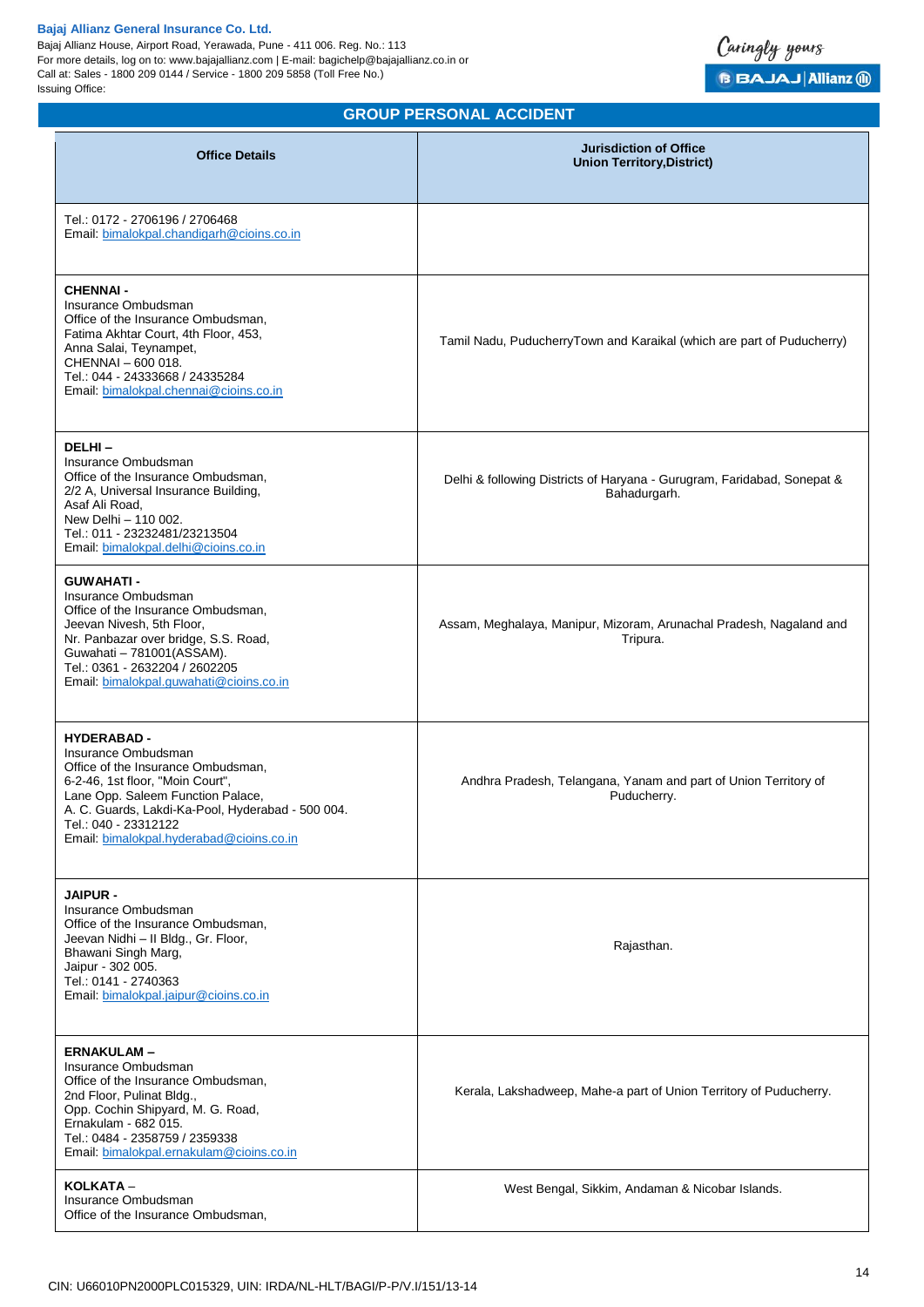## GROUP PERSONAL ACCIDENT

| Office Details | Jurisdiction of Office Union Territory,District) |
|---|---|
| Tel.: 0172 - 2706196 / 2706468<br>Email: bimalokpal.chandigarh@cioins.co.in | |
| **CHENNAI -**<br>Insurance Ombudsman<br>Office of the Insurance Ombudsman,<br>Fatima Akhtar Court, 4th Floor, 453,<br>Anna Salai, Teynampet,<br>CHENNAI – 600 018.<br>Tel.: 044 - 24333668 / 24335284<br>Email: bimalokpal.chennai@cioins.co.in | Tamil Nadu, PuducherryTown and Karaikal (which are part of Puducherry) |
| **DELHI –**<br>Insurance Ombudsman<br>Office of the Insurance Ombudsman,<br>2/2 A, Universal Insurance Building,<br>Asaf Ali Road,<br>New Delhi – 110 002.<br>Tel.: 011 - 23232481/23213504<br>Email: bimalokpal.delhi@cioins.co.in | Delhi & following Districts of Haryana - Gurugram, Faridabad, Sonepat & Bahadurgarh. |
| **GUWAHATI -**<br>Insurance Ombudsman<br>Office of the Insurance Ombudsman,<br>Jeevan Nivesh, 5th Floor,<br>Nr. Panbazar over bridge, S.S. Road,<br>Guwahati – 781001(ASSAM).<br>Tel.: 0361 - 2632204 / 2602205<br>Email: bimalokpal.guwahati@cioins.co.in | Assam, Meghalaya, Manipur, Mizoram, Arunachal Pradesh, Nagaland and Tripura. |
| **HYDERABAD -**<br>Insurance Ombudsman<br>Office of the Insurance Ombudsman,<br>6-2-46, 1st floor, "Moin Court",<br>Lane Opp. Saleem Function Palace,<br>A. C. Guards, Lakdi-Ka-Pool, Hyderabad - 500 004.<br>Tel.: 040 - 23312122<br>Email: bimalokpal.hyderabad@cioins.co.in | Andhra Pradesh, Telangana, Yanam and part of Union Territory of Puducherry. |
| **JAIPUR -**<br>Insurance Ombudsman<br>Office of the Insurance Ombudsman,<br>Jeevan Nidhi – II Bldg., Gr. Floor,<br>Bhawani Singh Marg,<br>Jaipur - 302 005.<br>Tel.: 0141 - 2740363<br>Email: bimalokpal.jaipur@cioins.co.in | Rajasthan. |
| **ERNAKULAM –**<br>Insurance Ombudsman<br>Office of the Insurance Ombudsman,<br>2nd Floor, Pulinat Bldg.,<br>Opp. Cochin Shipyard, M. G. Road,<br>Ernakulam - 682 015.<br>Tel.: 0484 - 2358759 / 2359338<br>Email: bimalokpal.ernakulam@cioins.co.in | Kerala, Lakshadweep, Mahe-a part of Union Territory of Puducherry. |
| **KOLKATA –**<br>Insurance Ombudsman<br>Office of the Insurance Ombudsman, | West Bengal, Sikkim, Andaman & Nicobar Islands. |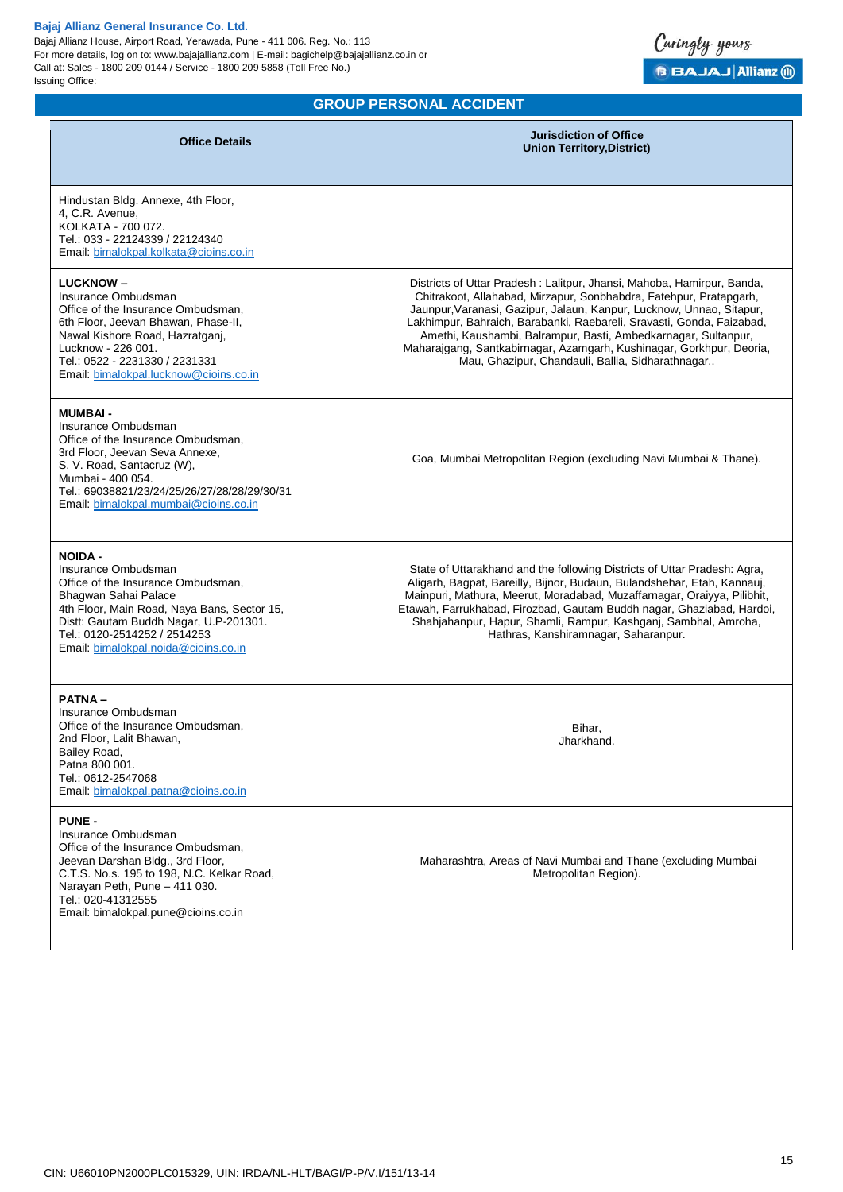## GROUP PERSONAL ACCIDENT

| Office Details | Jurisdiction of Office Union Territory,District) |
|---|---|
| Hindustan Bldg. Annexe, 4th Floor,<br>4, C.R. Avenue,<br>KOLKATA - 700 072.<br>Tel.: 033 - 22124339 / 22124340<br>Email: bimalokpal.kolkata@cioins.co.in | |
| **LUCKNOW –**<br>Insurance Ombudsman<br>Office of the Insurance Ombudsman,<br>6th Floor, Jeevan Bhawan, Phase-II,<br>Nawal Kishore Road, Hazratganj,<br>Lucknow - 226 001.<br>Tel.: 0522 - 2231330 / 2231331<br>Email: bimalokpal.lucknow@cioins.co.in | Districts of Uttar Pradesh : Lalitpur, Jhansi, Mahoba, Hamirpur, Banda, Chitrakoot, Allahabad, Mirzapur, Sonbhabdra, Fatehpur, Pratapgarh, Jaunpur,Varanasi, Gazipur, Jalaun, Kanpur, Lucknow, Unnao, Sitapur, Lakhimpur, Bahraich, Barabanki, Raebareli, Sravasti, Gonda, Faizabad, Amethi, Kaushambi, Balrampur, Basti, Ambedkarnagar, Sultanpur, Maharajgang, Santkabirnagar, Azamgarh, Kushinagar, Gorkhpur, Deoria, Mau, Ghazipur, Chandauli, Ballia, Sidharathnagar.. |
| **MUMBAI -**<br>Insurance Ombudsman<br>Office of the Insurance Ombudsman,<br>3rd Floor, Jeevan Seva Annexe,<br>S. V. Road, Santacruz (W),<br>Mumbai - 400 054.<br>Tel.: 69038821/23/24/25/26/27/28/28/29/30/31<br>Email: bimalokpal.mumbai@cioins.co.in | Goa, Mumbai Metropolitan Region (excluding Navi Mumbai & Thane). |
| **NOIDA -**<br>Insurance Ombudsman<br>Office of the Insurance Ombudsman,<br>Bhagwan Sahai Palace<br>4th Floor, Main Road, Naya Bans, Sector 15,<br>Distt: Gautam Buddh Nagar, U.P-201301.<br>Tel.: 0120-2514252 / 2514253<br>Email: bimalokpal.noida@cioins.co.in | State of Uttarakhand and the following Districts of Uttar Pradesh: Agra, Aligarh, Bagpat, Bareilly, Bijnor, Budaun, Bulandshehar, Etah, Kannauj, Mainpuri, Mathura, Meerut, Moradabad, Muzaffarnagar, Oraiyya, Pilibhit, Etawah, Farrukhabad, Firozbad, Gautam Buddh nagar, Ghaziabad, Hardoi, Shahjahanpur, Hapur, Shamli, Rampur, Kashganj, Sambhal, Amroha, Hathras, Kanshiramnagar, Saharanpur. |
| **PATNA –**<br>Insurance Ombudsman<br>Office of the Insurance Ombudsman,<br>2nd Floor, Lalit Bhawan,<br>Bailey Road,<br>Patna 800 001.<br>Tel.: 0612-2547068<br>Email: bimalokpal.patna@cioins.co.in | Bihar,<br>Jharkhand. |
| **PUNE -**<br>Insurance Ombudsman<br>Office of the Insurance Ombudsman,<br>Jeevan Darshan Bldg., 3rd Floor,<br>C.T.S. No.s. 195 to 198, N.C. Kelkar Road,<br>Narayan Peth, Pune – 411 030.<br>Tel.: 020-41312555<br>Email: bimalokpal.pune@cioins.co.in | Maharashtra, Areas of Navi Mumbai and Thane (excluding Mumbai Metropolitan Region). |